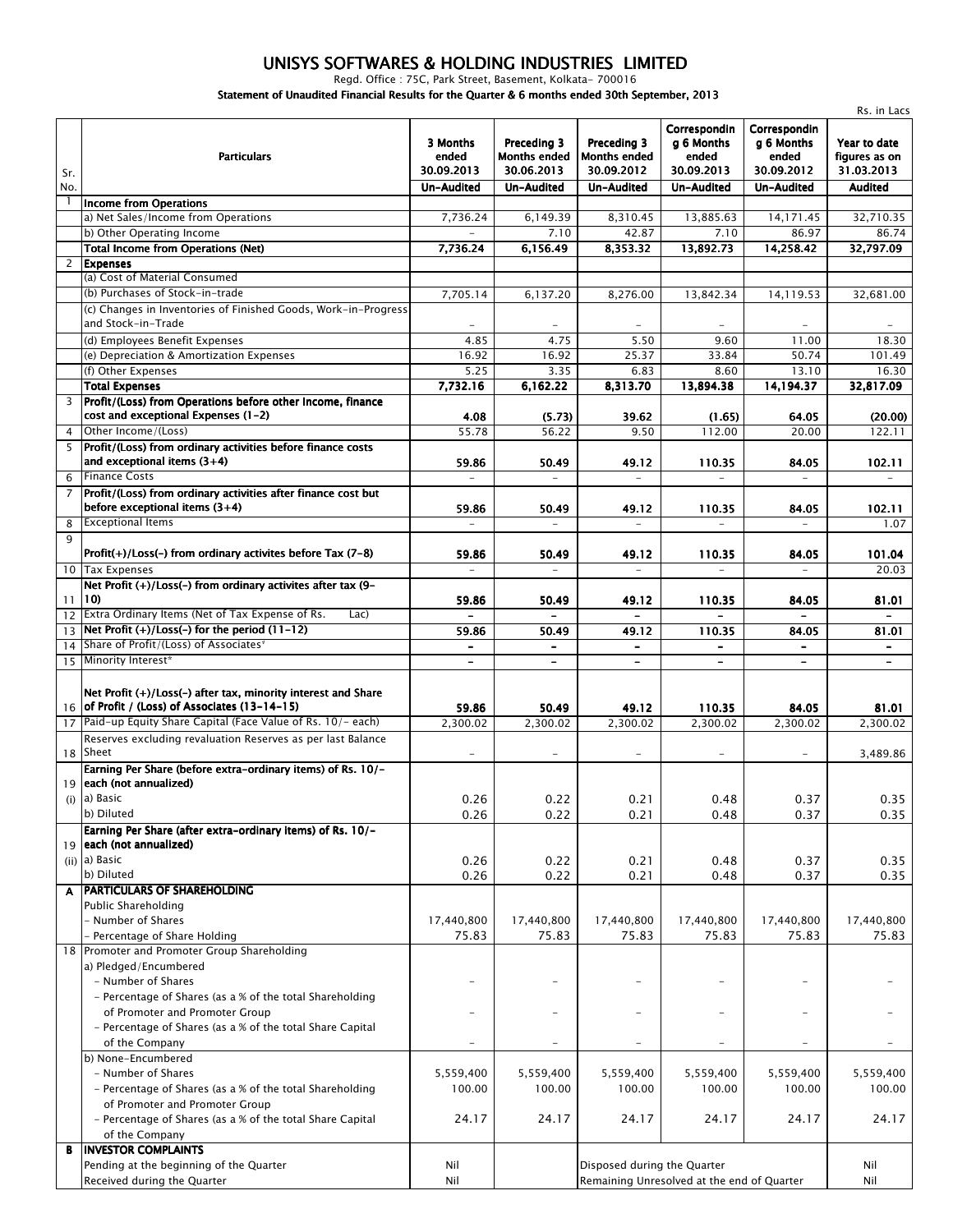# UNISYS SOFTWARES & HOLDING INDUSTRIES LIMITED

Regd. Office : 75C, Park Street, Basement, Kolkata- 700016

**Statement of Unaudited Financial Results for the Quarter & 6 months ended 30th September, 2013**

Rs. in Lacs

| Sr. No. | Particulars | 3 Months ended 30.09.2013 | Preceding 3 Months ended 30.06.2013 | Preceding 3 Months ended 30.09.2012 | Correspondin g 6 Months ended 30.09.2013 | Correspondin g 6 Months ended 30.09.2012 | Year to date figures as on 31.03.2013 |
|---|---|---|---|---|---|---|---|
| | | Un-Audited | Un-Audited | Un-Audited | Un-Audited | Un-Audited | Audited |
| 1 | **Income from Operations** | | | | | | |
| | a) Net Sales/Income from Operations | 7,736.24 | 6,149.39 | 8,310.45 | 13,885.63 | 14,171.45 | 32,710.35 |
| | b) Other Operating Income | - | 7.10 | 42.87 | 7.10 | 86.97 | 86.74 |
| | **Total Income from Operations (Net)** | **7,736.24** | **6,156.49** | **8,353.32** | **13,892.73** | **14,258.42** | **32,797.09** |
| 2 | **Expenses** | | | | | | |
| | (a) Cost of Material Consumed | | | | | | |
| | (b) Purchases of Stock-in-trade | 7,705.14 | 6,137.20 | 8,276.00 | 13,842.34 | 14,119.53 | 32,681.00 |
| | (c) Changes in Inventories of Finished Goods, Work-in-Progress and Stock-in-Trade | - | - | - | - | - | - |
| | (d) Employees Benefit Expenses | 4.85 | 4.75 | 5.50 | 9.60 | 11.00 | 18.30 |
| | (e) Depreciation & Amortization Expenses | 16.92 | 16.92 | 25.37 | 33.84 | 50.74 | 101.49 |
| | (f) Other Expenses | 5.25 | 3.35 | 6.83 | 8.60 | 13.10 | 16.30 |
| | **Total Expenses** | **7,732.16** | **6,162.22** | **8,313.70** | **13,894.38** | **14,194.37** | **32,817.09** |
| 3 | **Profit/(Loss) from Operations before other Income, finance cost and exceptional Expenses (1-2)** | **4.08** | **(5.73)** | **39.62** | **(1.65)** | **64.05** | **(20.00)** |
| 4 | Other Income/(Loss) | 55.78 | 56.22 | 9.50 | 112.00 | 20.00 | 122.11 |
| 5 | **Profit/(Loss) from ordinary activities before finance costs and exceptional items (3+4)** | **59.86** | **50.49** | **49.12** | **110.35** | **84.05** | **102.11** |
| 6 | Finance Costs | - | - | - | - | - | - |
| 7 | **Profit/(Loss) from ordinary activities after finance cost but before exceptional items (3+4)** | **59.86** | **50.49** | **49.12** | **110.35** | **84.05** | **102.11** |
| 8 | Exceptional Items | - | - | - | - | - | 1.07 |
| 9 | **Profit(+)/Loss(-) from ordinary activites before Tax (7-8)** | **59.86** | **50.49** | **49.12** | **110.35** | **84.05** | **101.04** |
| 10 | Tax Expenses | - | - | - | - | - | 20.03 |
| 11 | **Net Profit (+)/Loss(-) from ordinary activites after tax (9-10)** | **59.86** | **50.49** | **49.12** | **110.35** | **84.05** | **81.01** |
| 12 | Extra Ordinary Items (Net of Tax Expense of Rs. Lac) | - | - | - | - | - | - |
| 13 | **Net Profit (+)/Loss(-) for the period (11-12)** | **59.86** | **50.49** | **49.12** | **110.35** | **84.05** | **81.01** |
| 14 | Share of Profit/(Loss) of Associates* | - | - | - | - | - | - |
| 15 | Minority Interest* | - | - | - | - | - | - |
| 16 | **Net Profit (+)/Loss(-) after tax, minority interest and Share of Profit / (Loss) of Associates (13-14-15)** | **59.86** | **50.49** | **49.12** | **110.35** | **84.05** | **81.01** |
| 17 | Paid-up Equity Share Capital (Face Value of Rs. 10/- each) | 2,300.02 | 2,300.02 | 2,300.02 | 2,300.02 | 2,300.02 | 2,300.02 |
| 18 | Reserves excluding revaluation Reserves as per last Balance Sheet | - | - | - | - | - | 3,489.86 |
| 19 (i) | **Earning Per Share (before extra-ordinary items) of Rs. 10/- each (not annualized)** | | | | | | |
| | a) Basic | 0.26 | 0.22 | 0.21 | 0.48 | 0.37 | 0.35 |
| | b) Diluted | 0.26 | 0.22 | 0.21 | 0.48 | 0.37 | 0.35 |
| 19 (ii) | **Earning Per Share (after extra-ordinary items) of Rs. 10/- each (not annualized)** | | | | | | |
| | a) Basic | 0.26 | 0.22 | 0.21 | 0.48 | 0.37 | 0.35 |
| | b) Diluted | 0.26 | 0.22 | 0.21 | 0.48 | 0.37 | 0.35 |
| **A** | **PARTICULARS OF SHAREHOLDING** | | | | | | |
| | Public Shareholding | | | | | | |
| | - Number of Shares | 17,440,800 | 17,440,800 | 17,440,800 | 17,440,800 | 17,440,800 | 17,440,800 |
| | - Percentage of Share Holding | 75.83 | 75.83 | 75.83 | 75.83 | 75.83 | 75.83 |
| 18 | Promoter and Promoter Group Shareholding | | | | | | |
| | a) Pledged/Encumbered | | | | | | |
| | - Number of Shares | - | - | - | - | - | - |
| | - Percentage of Shares (as a % of the total Shareholding of Promoter and Promoter Group | - | - | - | - | - | - |
| | - Percentage of Shares (as a % of the total Share Capital of the Company | - | - | - | - | - | - |
| | b) None-Encumbered | | | | | | |
| | - Number of Shares | 5,559,400 | 5,559,400 | 5,559,400 | 5,559,400 | 5,559,400 | 5,559,400 |
| | - Percentage of Shares (as a % of the total Shareholding of Promoter and Promoter Group | 100.00 | 100.00 | 100.00 | 100.00 | 100.00 | 100.00 |
| | - Percentage of Shares (as a % of the total Share Capital of the Company | 24.17 | 24.17 | 24.17 | 24.17 | 24.17 | 24.17 |
| **B** | **INVESTOR COMPLAINTS** | | | | | | |
| | Pending at the beginning of the Quarter | Nil | | Disposed during the Quarter | | | Nil |
| | Received during the Quarter | Nil | | Remaining Unresolved at the end of Quarter | | | Nil |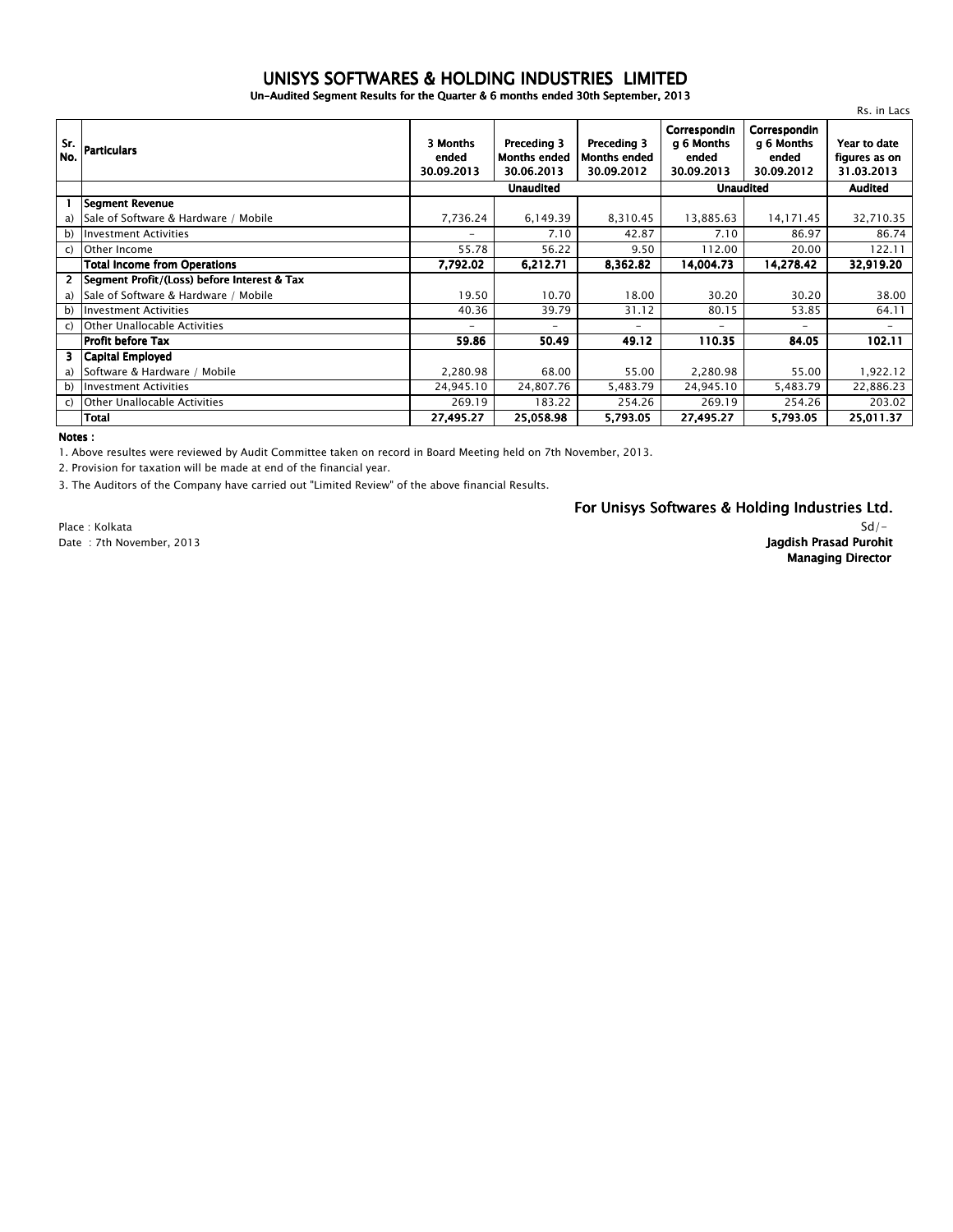# UNISYS SOFTWARES & HOLDING INDUSTRIES LIMITED

**Un-Audited Segment Results for the Quarter & 6 months ended 30th September, 2013**

Rs. in Lacs

| Sr. No. | Particulars | 3 Months ended 30.09.2013 | Preceding 3 Months ended 30.06.2013 | Preceding 3 Months ended 30.09.2012 | Corresponding 6 Months ended 30.09.2013 | Corresponding 6 Months ended 30.09.2012 | Year to date figures as on 31.03.2013 |
|---|---|---|---|---|---|---|---|
| | | Unaudited | | | Unaudited | | Audited |
| 1 | **Segment Revenue** | | | | | | |
| a) | Sale of Software & Hardware / Mobile | 7,736.24 | 6,149.39 | 8,310.45 | 13,885.63 | 14,171.45 | 32,710.35 |
| b) | Investment Activities | - | 7.10 | 42.87 | 7.10 | 86.97 | 86.74 |
| c) | Other Income | 55.78 | 56.22 | 9.50 | 112.00 | 20.00 | 122.11 |
| | **Total Income from Operations** | **7,792.02** | **6,212.71** | **8,362.82** | **14,004.73** | **14,278.42** | **32,919.20** |
| 2 | **Segment Profit/(Loss) before Interest & Tax** | | | | | | |
| a) | Sale of Software & Hardware / Mobile | 19.50 | 10.70 | 18.00 | 30.20 | 30.20 | 38.00 |
| b) | Investment Activities | 40.36 | 39.79 | 31.12 | 80.15 | 53.85 | 64.11 |
| c) | Other Unallocable Activities | - | - | - | - | - | - |
| | **Profit before Tax** | **59.86** | **50.49** | **49.12** | **110.35** | **84.05** | **102.11** |
| 3 | **Capital Employed** | | | | | | |
| a) | Software & Hardware / Mobile | 2,280.98 | 68.00 | 55.00 | 2,280.98 | 55.00 | 1,922.12 |
| b) | Investment Activities | 24,945.10 | 24,807.76 | 5,483.79 | 24,945.10 | 5,483.79 | 22,886.23 |
| c) | Other Unallocable Activities | 269.19 | 183.22 | 254.26 | 269.19 | 254.26 | 203.02 |
| | **Total** | **27,495.27** | **25,058.98** | **5,793.05** | **27,495.27** | **5,793.05** | **25,011.37** |

**Notes :**

1. Above resultes were reviewed by Audit Committee taken on record in Board Meeting held on 7th November, 2013.
2. Provision for taxation will be made at end of the financial year.
3. The Auditors of the Company have carried out "Limited Review" of the above financial Results.

**For Unisys Softwares & Holding Industries Ltd.**

Sd/-

**Jagdish Prasad Purohit**
**Managing Director**

Place : Kolkata
Date : 7th November, 2013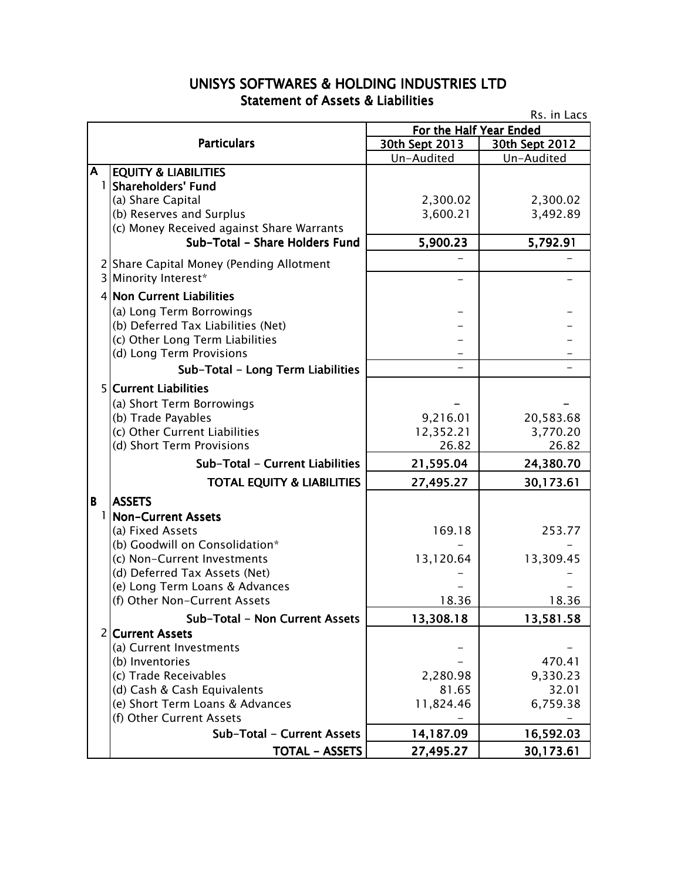# UNISYS SOFTWARES & HOLDING INDUSTRIES LTD

## Statement of Assets & Liabilities

Rs. in Lacs

| | Particulars | For the Half Year Ended | |
|---|---|---|---|
| | | 30th Sept 2013 | 30th Sept 2012 |
| | | Un-Audited | Un-Audited |
| **A** | **EQUITY & LIABILITIES** | | |
| 1 | **Shareholders' Fund** | | |
| | (a) Share Capital | 2,300.02 | 2,300.02 |
| | (b) Reserves and Surplus | 3,600.21 | 3,492.89 |
| | (c) Money Received against Share Warrants | | |
| | **Sub-Total - Share Holders Fund** | **5,900.23** | **5,792.91** |
| 2 | Share Capital Money (Pending Allotment | - | - |
| 3 | Minority Interest* | - | - |
| 4 | **Non Current Liabilities** | | |
| | (a) Long Term Borrowings | - | - |
| | (b) Deferred Tax Liabilities (Net) | - | - |
| | (c) Other Long Term Liabilities | - | - |
| | (d) Long Term Provisions | - | - |
| | **Sub-Total - Long Term Liabilities** | - | - |
| 5 | **Current Liabilities** | | |
| | (a) Short Term Borrowings | - | - |
| | (b) Trade Payables | 9,216.01 | 20,583.68 |
| | (c) Other Current Liabilities | 12,352.21 | 3,770.20 |
| | (d) Short Term Provisions | 26.82 | 26.82 |
| | **Sub-Total - Current Liabilities** | **21,595.04** | **24,380.70** |
| | **TOTAL EQUITY & LIABILITIES** | **27,495.27** | **30,173.61** |
| **B** | **ASSETS** | | |
| 1 | **Non-Current Assets** | | |
| | (a) Fixed Assets | 169.18 | 253.77 |
| | (b) Goodwill on Consolidation* | - | - |
| | (c) Non-Current Investments | 13,120.64 | 13,309.45 |
| | (d) Deferred Tax Assets (Net) | - | - |
| | (e) Long Term Loans & Advances | - | - |
| | (f) Other Non-Current Assets | 18.36 | 18.36 |
| | **Sub-Total - Non Current Assets** | **13,308.18** | **13,581.58** |
| 2 | **Current Assets** | | |
| | (a) Current Investments | - | - |
| | (b) Inventories | - | 470.41 |
| | (c) Trade Receivables | 2,280.98 | 9,330.23 |
| | (d) Cash & Cash Equivalents | 81.65 | 32.01 |
| | (e) Short Term Loans & Advances | 11,824.46 | 6,759.38 |
| | (f) Other Current Assets | - | - |
| | **Sub-Total - Current Assets** | **14,187.09** | **16,592.03** |
| | **TOTAL - ASSETS** | **27,495.27** | **30,173.61** |